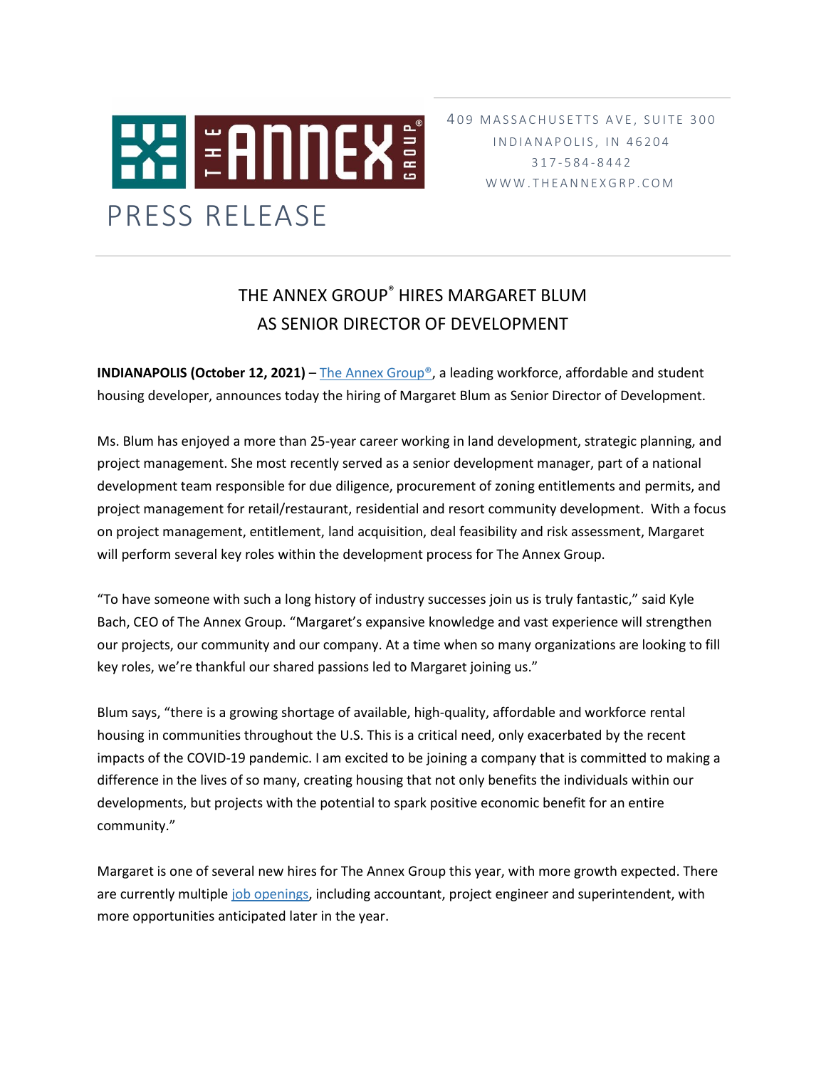THE ANNEX GROUP®

# PRESS RELEASE

409 MASSACHUSETTS AVE, SUITE 300
INDIANAPOLIS, IN 46204
317-584-8442
WWW.THEANNEXGRP.COM

## THE ANNEX GROUP® HIRES MARGARET BLUM AS SENIOR DIRECTOR OF DEVELOPMENT

**INDIANAPOLIS (October 12, 2021)** – The Annex Group®, a leading workforce, affordable and student housing developer, announces today the hiring of Margaret Blum as Senior Director of Development.

Ms. Blum has enjoyed a more than 25-year career working in land development, strategic planning, and project management. She most recently served as a senior development manager, part of a national development team responsible for due diligence, procurement of zoning entitlements and permits, and project management for retail/restaurant, residential and resort community development. With a focus on project management, entitlement, land acquisition, deal feasibility and risk assessment, Margaret will perform several key roles within the development process for The Annex Group.

"To have someone with such a long history of industry successes join us is truly fantastic," said Kyle Bach, CEO of The Annex Group. "Margaret's expansive knowledge and vast experience will strengthen our projects, our community and our company. At a time when so many organizations are looking to fill key roles, we're thankful our shared passions led to Margaret joining us."

Blum says, "there is a growing shortage of available, high-quality, affordable and workforce rental housing in communities throughout the U.S. This is a critical need, only exacerbated by the recent impacts of the COVID-19 pandemic. I am excited to be joining a company that is committed to making a difference in the lives of so many, creating housing that not only benefits the individuals within our developments, but projects with the potential to spark positive economic benefit for an entire community."

Margaret is one of several new hires for The Annex Group this year, with more growth expected. There are currently multiple job openings, including accountant, project engineer and superintendent, with more opportunities anticipated later in the year.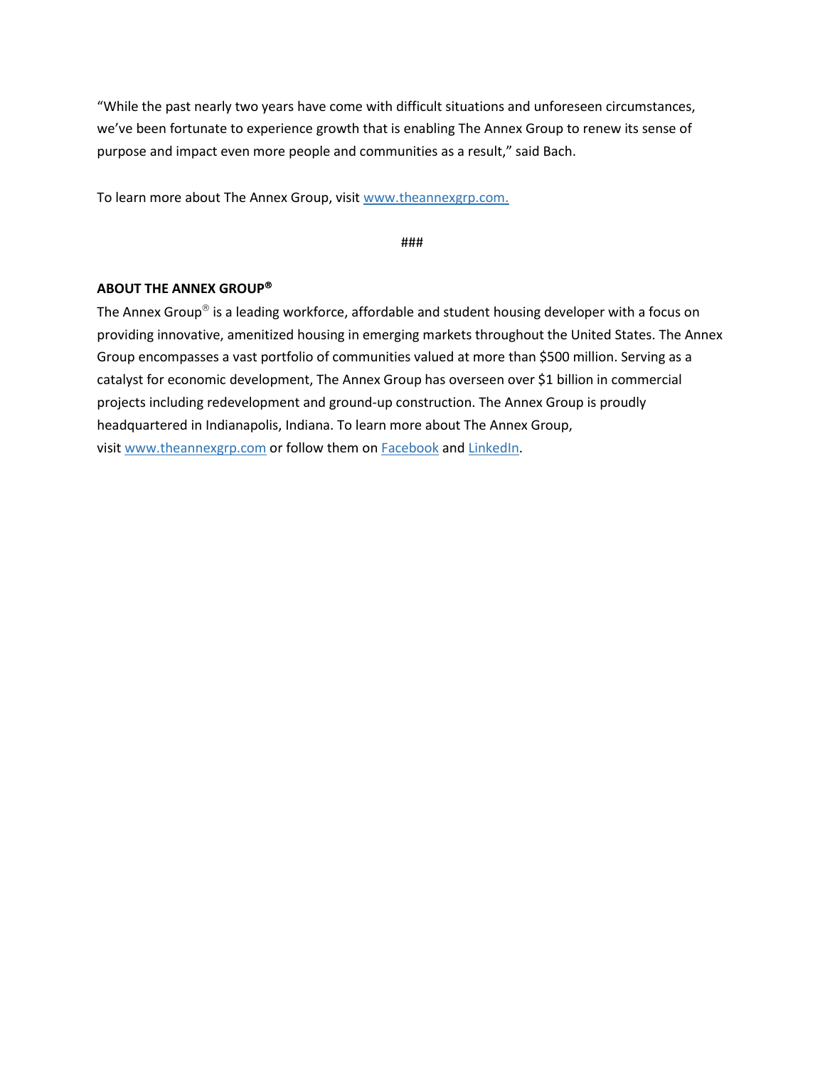"While the past nearly two years have come with difficult situations and unforeseen circumstances, we've been fortunate to experience growth that is enabling The Annex Group to renew its sense of purpose and impact even more people and communities as a result," said Bach.

To learn more about The Annex Group, visit www.theannexgrp.com.

###

**ABOUT THE ANNEX GROUP®**

The Annex Group® is a leading workforce, affordable and student housing developer with a focus on providing innovative, amenitized housing in emerging markets throughout the United States. The Annex Group encompasses a vast portfolio of communities valued at more than $500 million. Serving as a catalyst for economic development, The Annex Group has overseen over $1 billion in commercial projects including redevelopment and ground-up construction. The Annex Group is proudly headquartered in Indianapolis, Indiana. To learn more about The Annex Group, visit www.theannexgrp.com or follow them on Facebook and LinkedIn.